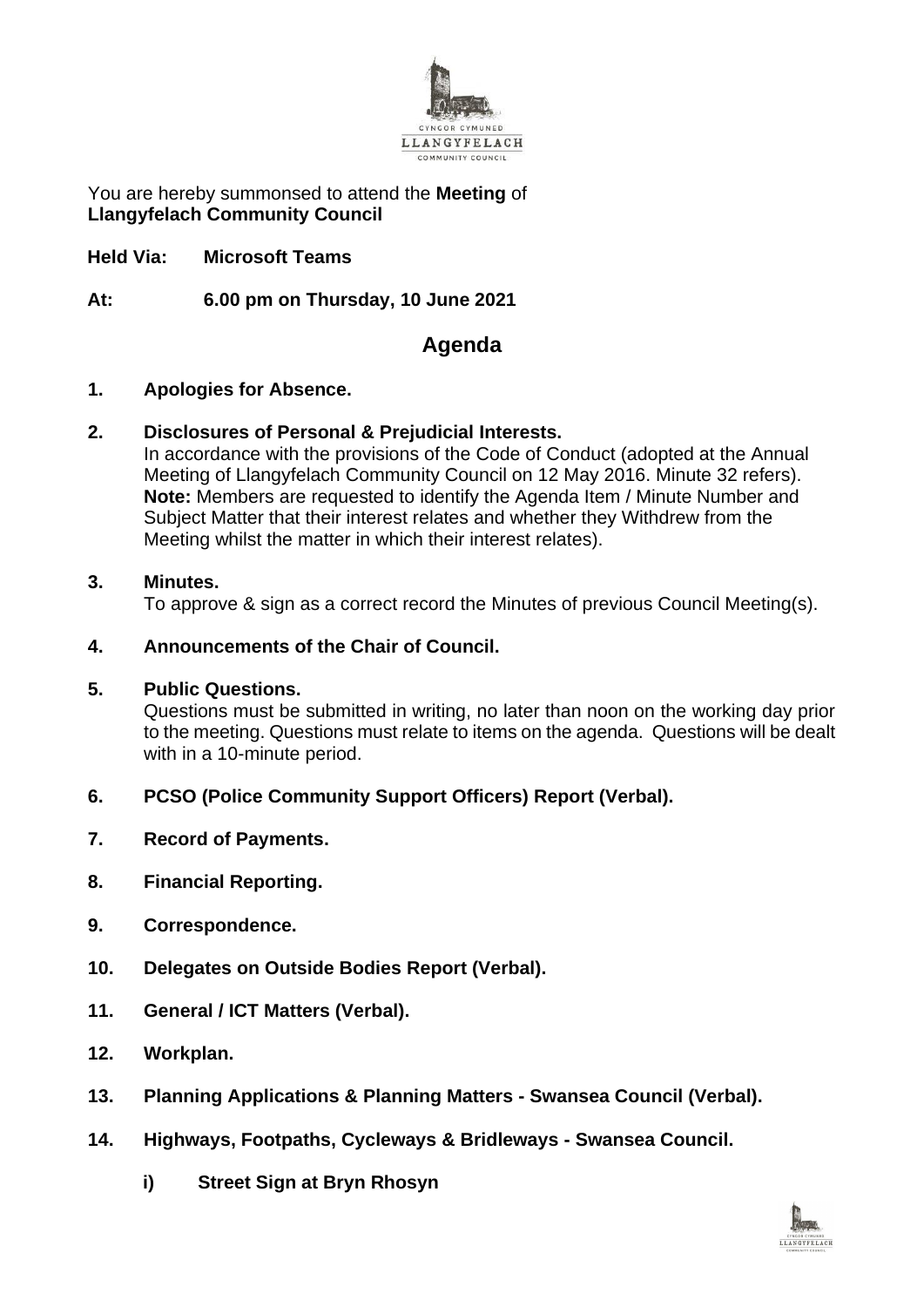CYNGOR CYMUNED
LLANGYFELACH
COMMUNITY COUNCIL

You are hereby summonsed to attend the **Meeting** of **Llangyfelach Community Council**

**Held Via: Microsoft Teams**

**At: 6.00 pm on Thursday, 10 June 2021**

## Agenda

**1. Apologies for Absence.**

**2. Disclosures of Personal & Prejudicial Interests.**
In accordance with the provisions of the Code of Conduct (adopted at the Annual Meeting of Llangyfelach Community Council on 12 May 2016. Minute 32 refers).
**Note:** Members are requested to identify the Agenda Item / Minute Number and Subject Matter that their interest relates and whether they Withdrew from the Meeting whilst the matter in which their interest relates).

**3. Minutes.**
To approve & sign as a correct record the Minutes of previous Council Meeting(s).

**4. Announcements of the Chair of Council.**

**5. Public Questions.**
Questions must be submitted in writing, no later than noon on the working day prior to the meeting. Questions must relate to items on the agenda. Questions will be dealt with in a 10-minute period.

**6. PCSO (Police Community Support Officers) Report (Verbal).**

**7. Record of Payments.**

**8. Financial Reporting.**

**9. Correspondence.**

**10. Delegates on Outside Bodies Report (Verbal).**

**11. General / ICT Matters (Verbal).**

**12. Workplan.**

**13. Planning Applications & Planning Matters - Swansea Council (Verbal).**

**14. Highways, Footpaths, Cycleways & Bridleways - Swansea Council.**

**i) Street Sign at Bryn Rhosyn**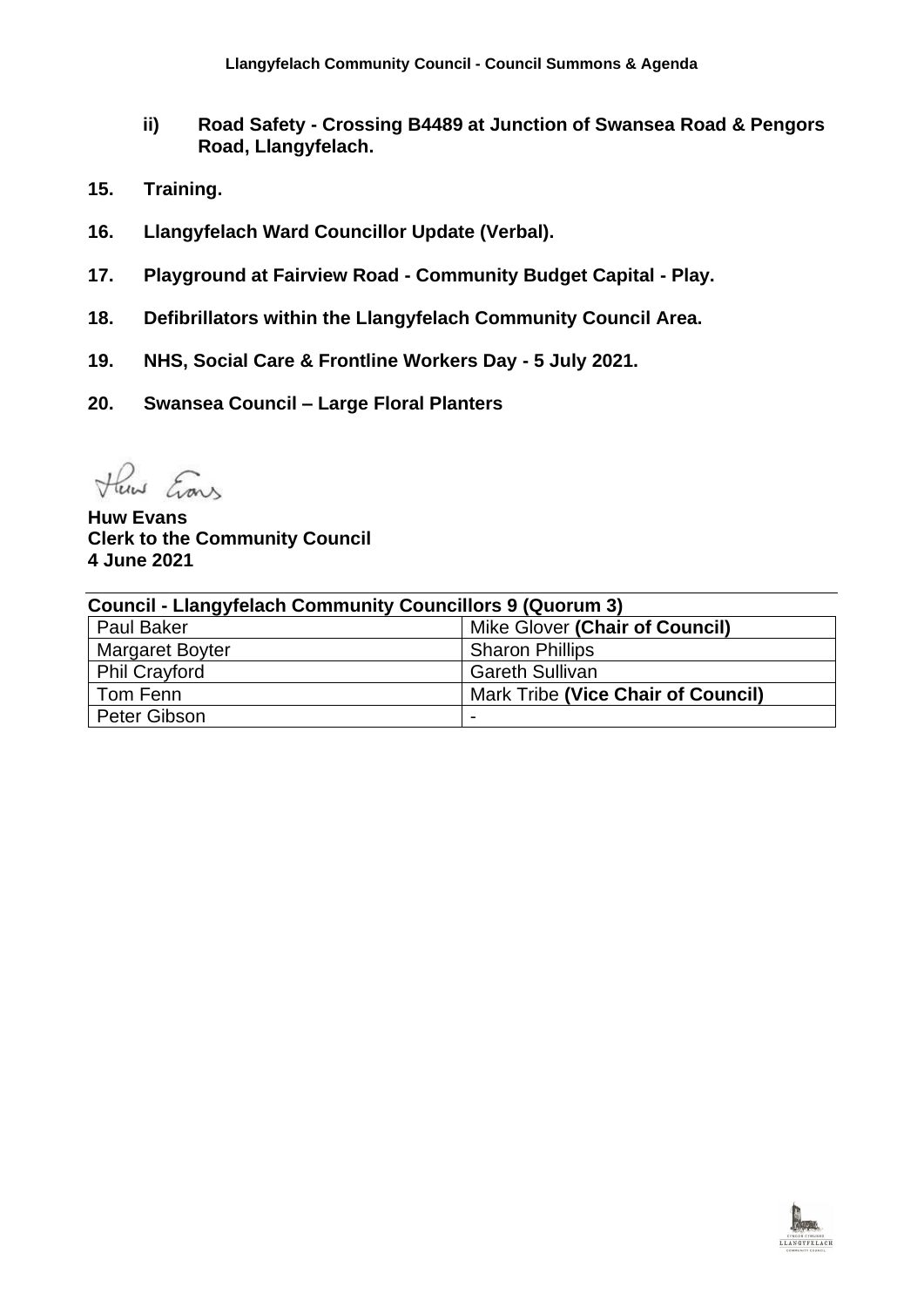**ii) Road Safety - Crossing B4489 at Junction of Swansea Road & Pengors Road, Llangyfelach.**

**15. Training.**

**16. Llangyfelach Ward Councillor Update (Verbal).**

**17. Playground at Fairview Road - Community Budget Capital - Play.**

**18. Defibrillators within the Llangyfelach Community Council Area.**

**19. NHS, Social Care & Frontline Workers Day - 5 July 2021.**

**20. Swansea Council – Large Floral Planters**

Huw Evans

**Huw Evans**
**Clerk to the Community Council**
**4 June 2021**

| **Council - Llangyfelach Community Councillors 9 (Quorum 3)** | |
|---|---|
| Paul Baker | Mike Glover **(Chair of Council)** |
| Margaret Boyter | Sharon Phillips |
| Phil Crayford | Gareth Sullivan |
| Tom Fenn | Mark Tribe **(Vice Chair of Council)** |
| Peter Gibson | - |